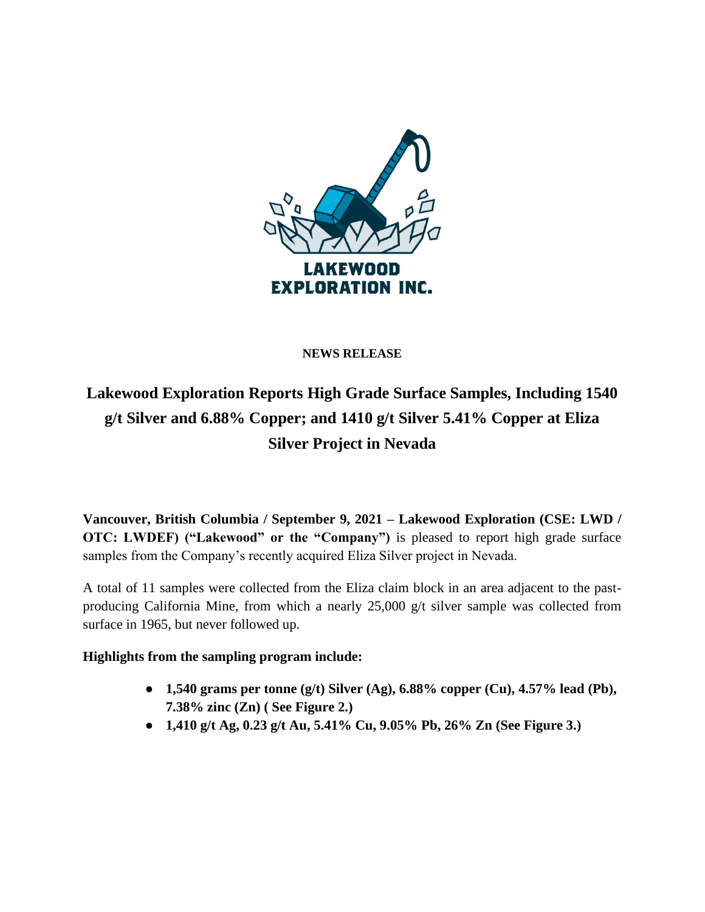**NEWS RELEASE**

# Lakewood Exploration Reports High Grade Surface Samples, Including 1540 g/t Silver and 6.88% Copper; and 1410 g/t Silver 5.41% Copper at Eliza Silver Project in Nevada

**Vancouver, British Columbia / September 9, 2021 – Lakewood Exploration (CSE: LWD / OTC: LWDEF) ("Lakewood" or the "Company")** is pleased to report high grade surface samples from the Company's recently acquired Eliza Silver project in Nevada.

A total of 11 samples were collected from the Eliza claim block in an area adjacent to the past-producing California Mine, from which a nearly 25,000 g/t silver sample was collected from surface in 1965, but never followed up.

**Highlights from the sampling program include:**

- **1,540 grams per tonne (g/t) Silver (Ag), 6.88% copper (Cu), 4.57% lead (Pb), 7.38% zinc (Zn) ( See Figure 2.)**
- **1,410 g/t Ag, 0.23 g/t Au, 5.41% Cu, 9.05% Pb, 26% Zn (See Figure 3.)**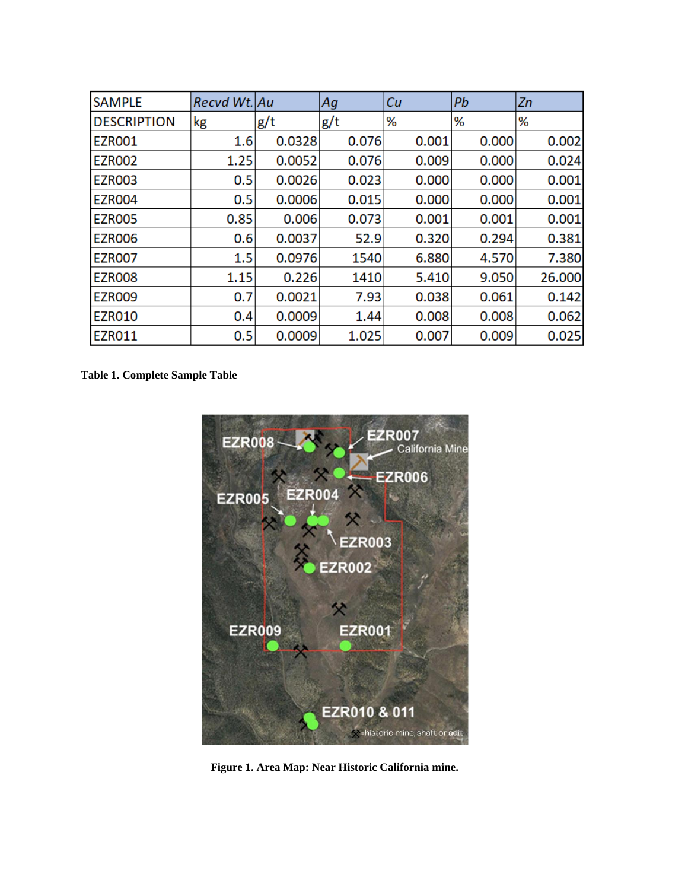| SAMPLE | Recvd Wt. | Au | Ag | Cu | Pb | Zn |
|---|---|---|---|---|---|---|
| DESCRIPTION | kg | g/t | g/t | % | % | % |
| EZR001 | 1.6 | 0.0328 | 0.076 | 0.001 | 0.000 | 0.002 |
| EZR002 | 1.25 | 0.0052 | 0.076 | 0.009 | 0.000 | 0.024 |
| EZR003 | 0.5 | 0.0026 | 0.023 | 0.000 | 0.000 | 0.001 |
| EZR004 | 0.5 | 0.0006 | 0.015 | 0.000 | 0.000 | 0.001 |
| EZR005 | 0.85 | 0.006 | 0.073 | 0.001 | 0.001 | 0.001 |
| EZR006 | 0.6 | 0.0037 | 52.9 | 0.320 | 0.294 | 0.381 |
| EZR007 | 1.5 | 0.0976 | 1540 | 6.880 | 4.570 | 7.380 |
| EZR008 | 1.15 | 0.226 | 1410 | 5.410 | 9.050 | 26.000 |
| EZR009 | 0.7 | 0.0021 | 7.93 | 0.038 | 0.061 | 0.142 |
| EZR010 | 0.4 | 0.0009 | 1.44 | 0.008 | 0.008 | 0.062 |
| EZR011 | 0.5 | 0.0009 | 1.025 | 0.007 | 0.009 | 0.025 |

**Table 1. Complete Sample Table**

**Figure 1. Area Map: Near Historic California mine.**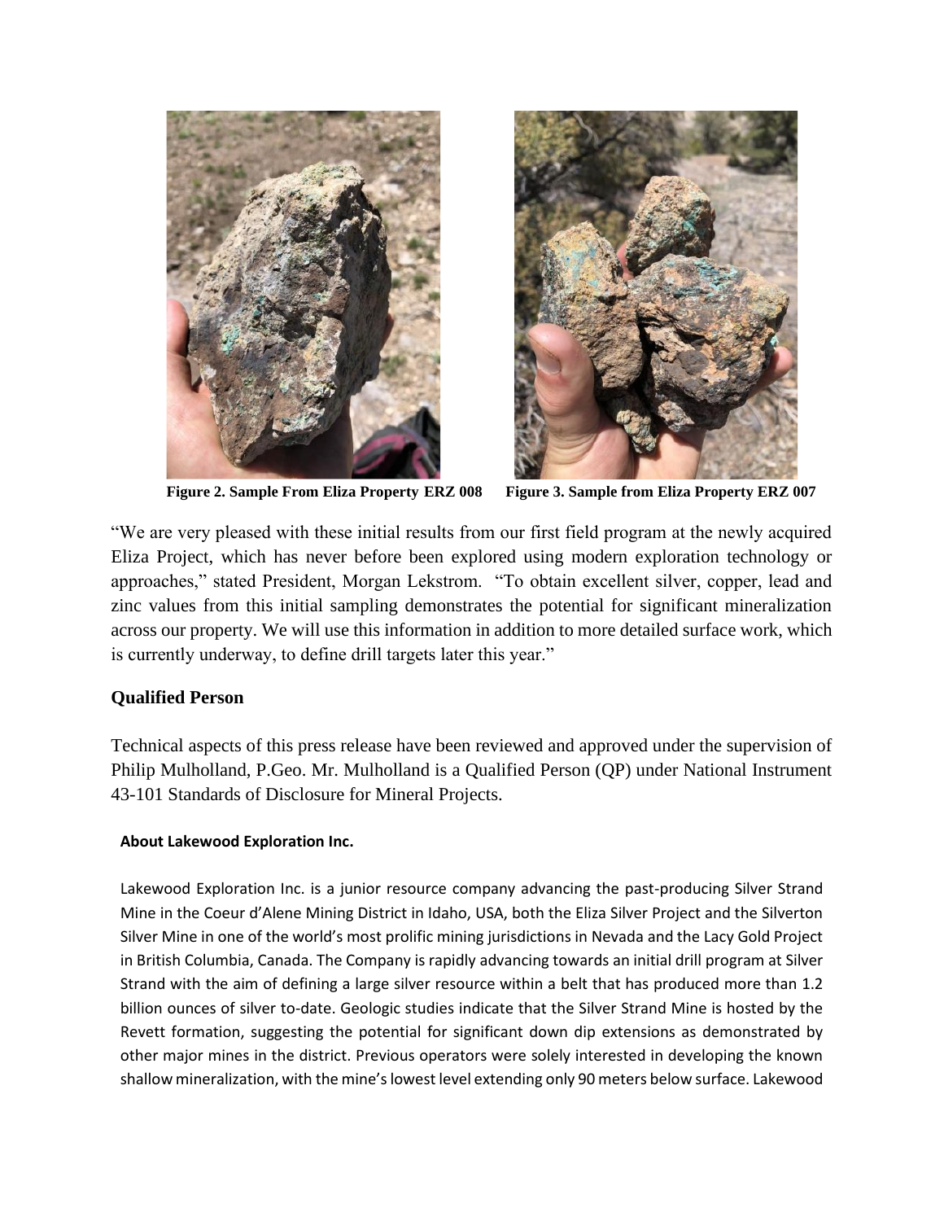**Figure 2. Sample From Eliza Property ERZ 008**

**Figure 3. Sample from Eliza Property ERZ 007**

"We are very pleased with these initial results from our first field program at the newly acquired Eliza Project, which has never before been explored using modern exploration technology or approaches," stated President, Morgan Lekstrom. "To obtain excellent silver, copper, lead and zinc values from this initial sampling demonstrates the potential for significant mineralization across our property. We will use this information in addition to more detailed surface work, which is currently underway, to define drill targets later this year."

## Qualified Person

Technical aspects of this press release have been reviewed and approved under the supervision of Philip Mulholland, P.Geo. Mr. Mulholland is a Qualified Person (QP) under National Instrument 43-101 Standards of Disclosure for Mineral Projects.

### About Lakewood Exploration Inc.

Lakewood Exploration Inc. is a junior resource company advancing the past-producing Silver Strand Mine in the Coeur d'Alene Mining District in Idaho, USA, both the Eliza Silver Project and the Silverton Silver Mine in one of the world's most prolific mining jurisdictions in Nevada and the Lacy Gold Project in British Columbia, Canada. The Company is rapidly advancing towards an initial drill program at Silver Strand with the aim of defining a large silver resource within a belt that has produced more than 1.2 billion ounces of silver to-date. Geologic studies indicate that the Silver Strand Mine is hosted by the Revett formation, suggesting the potential for significant down dip extensions as demonstrated by other major mines in the district. Previous operators were solely interested in developing the known shallow mineralization, with the mine's lowest level extending only 90 meters below surface. Lakewood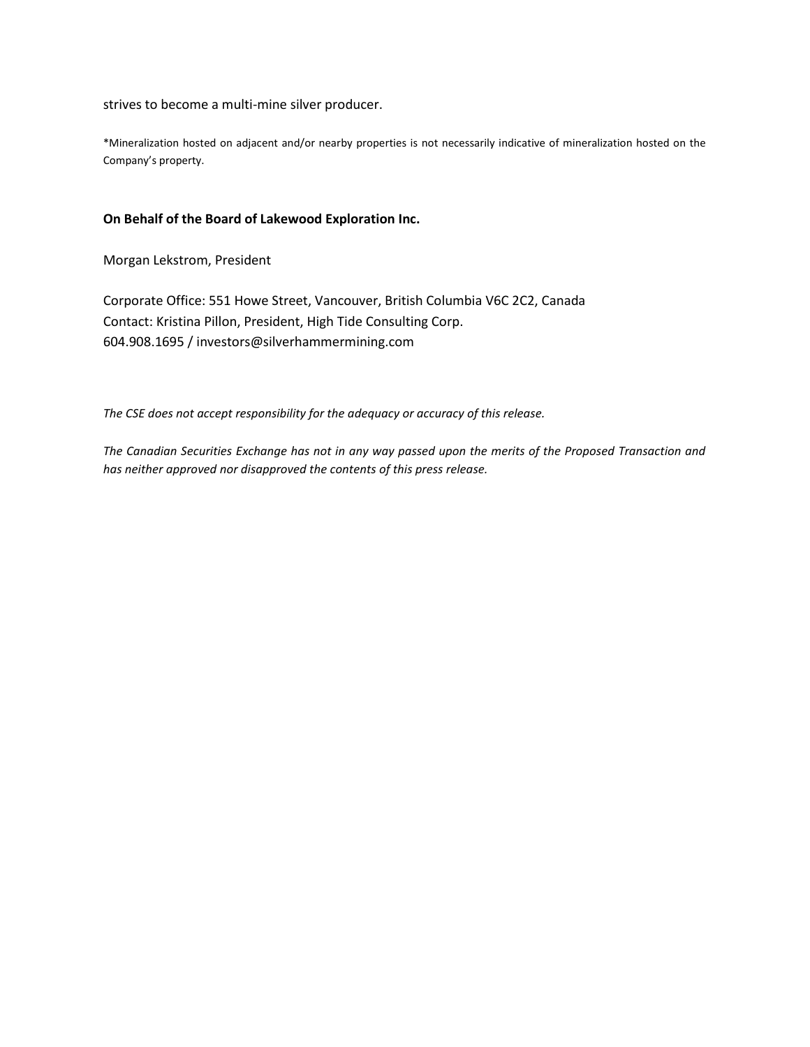strives to become a multi-mine silver producer.

*Mineralization hosted on adjacent and/or nearby properties is not necessarily indicative of mineralization hosted on the Company's property.

**On Behalf of the Board of Lakewood Exploration Inc.**

Morgan Lekstrom, President

Corporate Office: 551 Howe Street, Vancouver, British Columbia V6C 2C2, Canada
Contact: Kristina Pillon, President, High Tide Consulting Corp.
604.908.1695 / investors@silverhammermining.com

*The CSE does not accept responsibility for the adequacy or accuracy of this release.*

*The Canadian Securities Exchange has not in any way passed upon the merits of the Proposed Transaction and has neither approved nor disapproved the contents of this press release.*